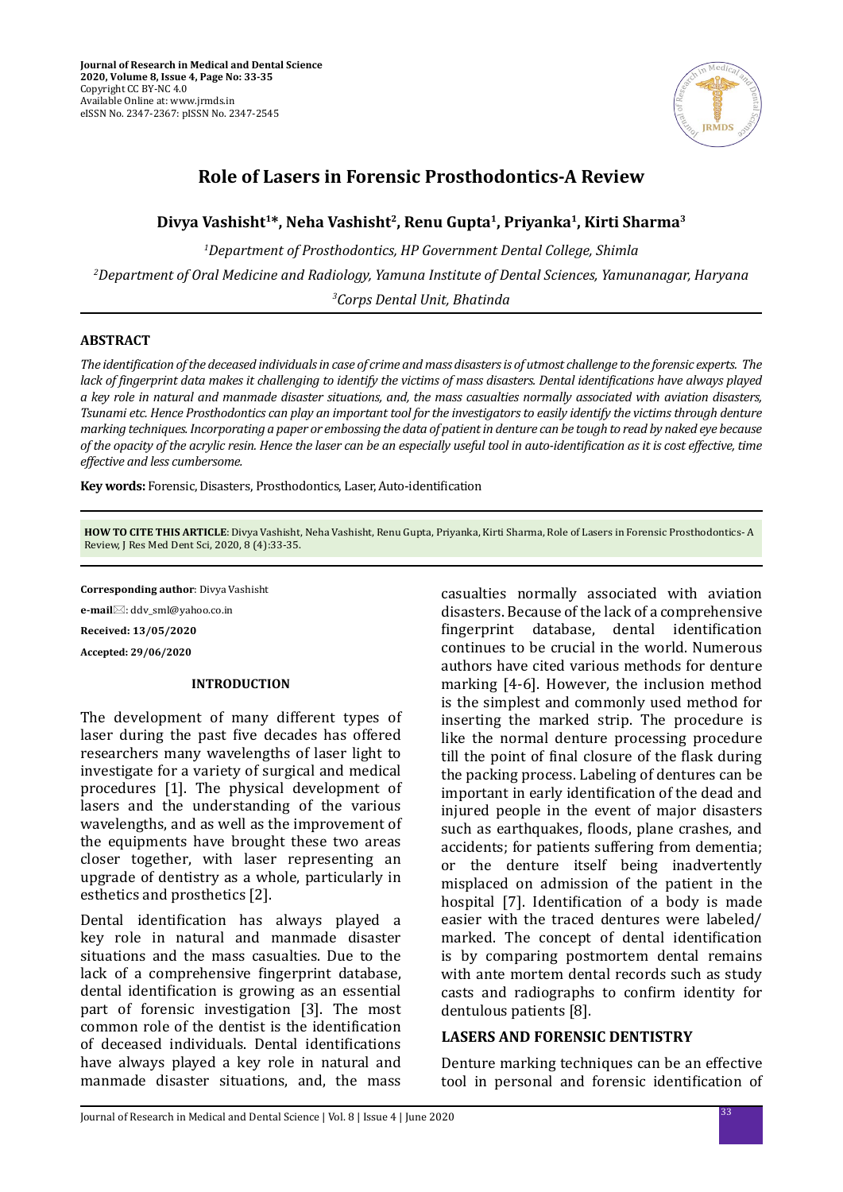# Role of Lasers in Forensic Prosthodontics-A Review

**Divya Vashisht[1]*, Neha Vashisht[2], Renu Gupta[1], Priyanka[1], Kirti Sharma[3]**

[1]*Department of Prosthodontics, HP Government Dental College, Shimla*

[2]*Department of Oral Medicine and Radiology, Yamuna Institute of Dental Sciences, Yamunanagar, Haryana*

[3]*Corps Dental Unit, Bhatinda*

## ABSTRACT

*The identification of the deceased individuals in case of crime and mass disasters is of utmost challenge to the forensic experts. The lack of fingerprint data makes it challenging to identify the victims of mass disasters. Dental identifications have always played a key role in natural and manmade disaster situations, and, the mass casualties normally associated with aviation disasters, Tsunami etc. Hence Prosthodontics can play an important tool for the investigators to easily identify the victims through denture marking techniques. Incorporating a paper or embossing the data of patient in denture can be tough to read by naked eye because of the opacity of the acrylic resin. Hence the laser can be an especially useful tool in auto-identification as it is cost effective, time effective and less cumbersome.*

**Key words:** Forensic, Disasters, Prosthodontics, Laser, Auto-identification

**HOW TO CITE THIS ARTICLE**: Divya Vashisht, Neha Vashisht, Renu Gupta, Priyanka, Kirti Sharma, Role of Lasers in Forensic Prosthodontics- A Review, J Res Med Dent Sci, 2020, 8 (4):33-35.

**Corresponding author**: Divya Vashisht

**e-mail**: ddv_sml@yahoo.co.in

**Received: 13/05/2020**

**Accepted: 29/06/2020**

## INTRODUCTION

The development of many different types of laser during the past five decades has offered researchers many wavelengths of laser light to investigate for a variety of surgical and medical procedures [1]. The physical development of lasers and the understanding of the various wavelengths, and as well as the improvement of the equipments have brought these two areas closer together, with laser representing an upgrade of dentistry as a whole, particularly in esthetics and prosthetics [2].

Dental identification has always played a key role in natural and manmade disaster situations and the mass casualties. Due to the lack of a comprehensive fingerprint database, dental identification is growing as an essential part of forensic investigation [3]. The most common role of the dentist is the identification of deceased individuals. Dental identifications have always played a key role in natural and manmade disaster situations, and, the mass casualties normally associated with aviation disasters. Because of the lack of a comprehensive fingerprint database, dental identification continues to be crucial in the world. Numerous authors have cited various methods for denture marking [4-6]. However, the inclusion method is the simplest and commonly used method for inserting the marked strip. The procedure is like the normal denture processing procedure till the point of final closure of the flask during the packing process. Labeling of dentures can be important in early identification of the dead and injured people in the event of major disasters such as earthquakes, floods, plane crashes, and accidents; for patients suffering from dementia; or the denture itself being inadvertently misplaced on admission of the patient in the hospital [7]. Identification of a body is made easier with the traced dentures were labeled/ marked. The concept of dental identification is by comparing postmortem dental remains with ante mortem dental records such as study casts and radiographs to confirm identity for dentulous patients [8].

## LASERS AND FORENSIC DENTISTRY

Denture marking techniques can be an effective tool in personal and forensic identification of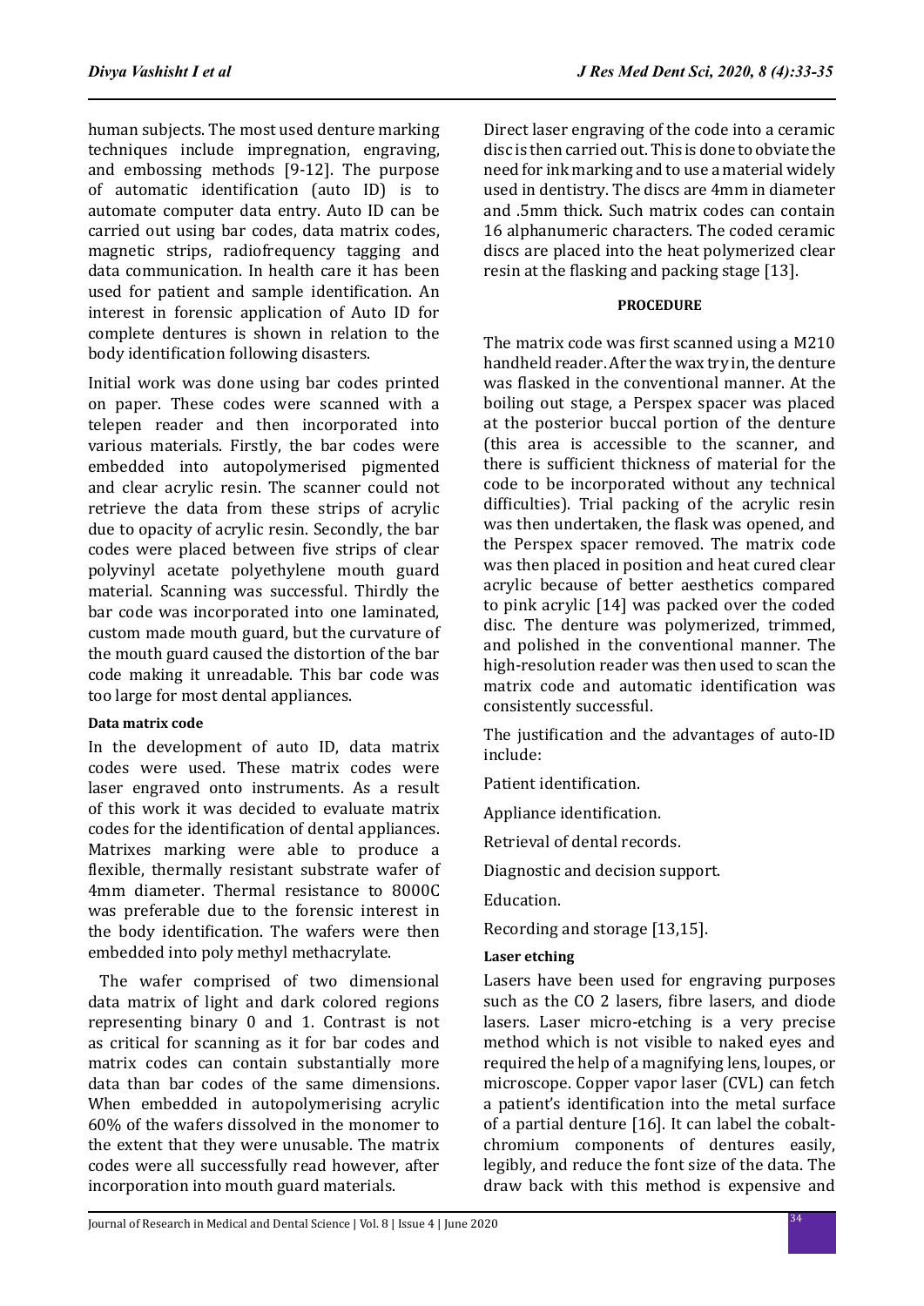human subjects. The most used denture marking techniques include impregnation, engraving, and embossing methods [9-12]. The purpose of automatic identification (auto ID) is to automate computer data entry. Auto ID can be carried out using bar codes, data matrix codes, magnetic strips, radiofrequency tagging and data communication. In health care it has been used for patient and sample identification. An interest in forensic application of Auto ID for complete dentures is shown in relation to the body identification following disasters.

Initial work was done using bar codes printed on paper. These codes were scanned with a telepen reader and then incorporated into various materials. Firstly, the bar codes were embedded into autopolymerised pigmented and clear acrylic resin. The scanner could not retrieve the data from these strips of acrylic due to opacity of acrylic resin. Secondly, the bar codes were placed between five strips of clear polyvinyl acetate polyethylene mouth guard material. Scanning was successful. Thirdly the bar code was incorporated into one laminated, custom made mouth guard, but the curvature of the mouth guard caused the distortion of the bar code making it unreadable. This bar code was too large for most dental appliances.

#### Data matrix code

In the development of auto ID, data matrix codes were used. These matrix codes were laser engraved onto instruments. As a result of this work it was decided to evaluate matrix codes for the identification of dental appliances. Matrixes marking were able to produce a flexible, thermally resistant substrate wafer of 4mm diameter. Thermal resistance to 8000C was preferable due to the forensic interest in the body identification. The wafers were then embedded into poly methyl methacrylate.

The wafer comprised of two dimensional data matrix of light and dark colored regions representing binary 0 and 1. Contrast is not as critical for scanning as it for bar codes and matrix codes can contain substantially more data than bar codes of the same dimensions. When embedded in autopolymerising acrylic 60% of the wafers dissolved in the monomer to the extent that they were unusable. The matrix codes were all successfully read however, after incorporation into mouth guard materials.

Direct laser engraving of the code into a ceramic disc is then carried out. This is done to obviate the need for ink marking and to use a material widely used in dentistry. The discs are 4mm in diameter and .5mm thick. Such matrix codes can contain 16 alphanumeric characters. The coded ceramic discs are placed into the heat polymerized clear resin at the flasking and packing stage [13].

#### PROCEDURE

The matrix code was first scanned using a M210 handheld reader. After the wax try in, the denture was flasked in the conventional manner. At the boiling out stage, a Perspex spacer was placed at the posterior buccal portion of the denture (this area is accessible to the scanner, and there is sufficient thickness of material for the code to be incorporated without any technical difficulties). Trial packing of the acrylic resin was then undertaken, the flask was opened, and the Perspex spacer removed. The matrix code was then placed in position and heat cured clear acrylic because of better aesthetics compared to pink acrylic [14] was packed over the coded disc. The denture was polymerized, trimmed, and polished in the conventional manner. The high-resolution reader was then used to scan the matrix code and automatic identification was consistently successful.

The justification and the advantages of auto-ID include:

Patient identification.

Appliance identification.

Retrieval of dental records.

Diagnostic and decision support.

Education.

Recording and storage [13,15].

#### Laser etching

Lasers have been used for engraving purposes such as the CO 2 lasers, fibre lasers, and diode lasers. Laser micro-etching is a very precise method which is not visible to naked eyes and required the help of a magnifying lens, loupes, or microscope. Copper vapor laser (CVL) can fetch a patient's identification into the metal surface of a partial denture [16]. It can label the cobalt-chromium components of dentures easily, legibly, and reduce the font size of the data. The draw back with this method is expensive and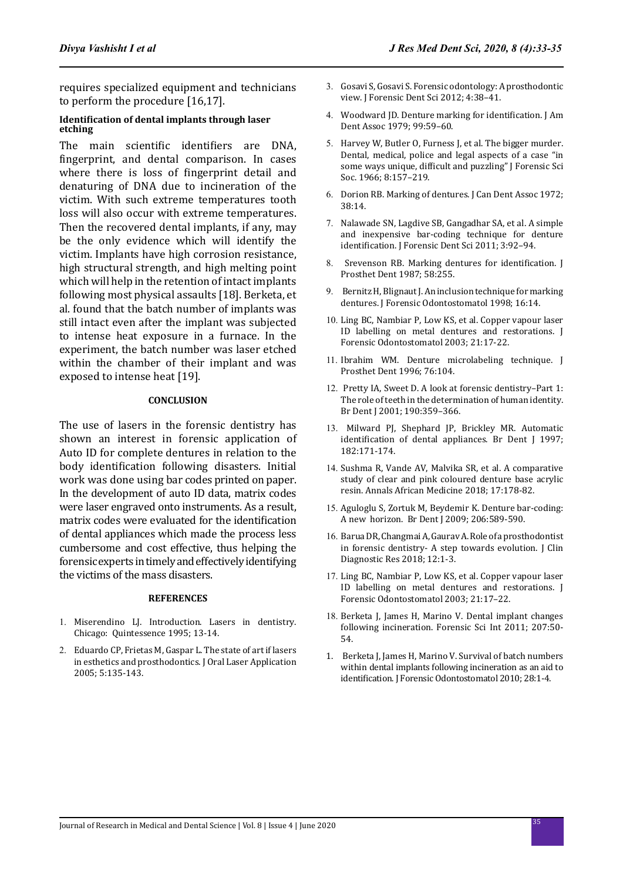requires specialized equipment and technicians to perform the procedure [16,17].

#### Identification of dental implants through laser etching

The main scientific identifiers are DNA, fingerprint, and dental comparison. In cases where there is loss of fingerprint detail and denaturing of DNA due to incineration of the victim. With such extreme temperatures tooth loss will also occur with extreme temperatures. Then the recovered dental implants, if any, may be the only evidence which will identify the victim. Implants have high corrosion resistance, high structural strength, and high melting point which will help in the retention of intact implants following most physical assaults [18]. Berketa, et al. found that the batch number of implants was still intact even after the implant was subjected to intense heat exposure in a furnace. In the experiment, the batch number was laser etched within the chamber of their implant and was exposed to intense heat [19].

## CONCLUSION

The use of lasers in the forensic dentistry has shown an interest in forensic application of Auto ID for complete dentures in relation to the body identification following disasters. Initial work was done using bar codes printed on paper. In the development of auto ID data, matrix codes were laser engraved onto instruments. As a result, matrix codes were evaluated for the identification of dental appliances which made the process less cumbersome and cost effective, thus helping the forensic experts in timely and effectively identifying the victims of the mass disasters.

## REFERENCES

1. Miserendino LJ. Introduction. Lasers in dentistry. Chicago: Quintessence 1995; 13-14.
2. Eduardo CP, Frietas M, Gaspar L. The state of art if lasers in esthetics and prosthodontics. J Oral Laser Application 2005; 5:135-143.
3. Gosavi S, Gosavi S. Forensic odontology: A prosthodontic view. J Forensic Dent Sci 2012; 4:38–41.
4. Woodward JD. Denture marking for identification. J Am Dent Assoc 1979; 99:59–60.
5. Harvey W, Butler O, Furness J, et al. The bigger murder. Dental, medical, police and legal aspects of a case "in some ways unique, difficult and puzzling" J Forensic Sci Soc. 1966; 8:157–219.
6. Dorion RB. Marking of dentures. J Can Dent Assoc 1972; 38:14.
7. Nalawade SN, Lagdive SB, Gangadhar SA, et al. A simple and inexpensive bar-coding technique for denture identification. J Forensic Dent Sci 2011; 3:92–94.
8. Srevenson RB. Marking dentures for identification. J Prosthet Dent 1987; 58:255.
9. Bernitz H, Blignaut J. An inclusion technique for marking dentures. J Forensic Odontostomatol 1998; 16:14.
10. Ling BC, Nambiar P, Low KS, et al. Copper vapour laser ID labelling on metal dentures and restorations. J Forensic Odontostomatol 2003; 21:17-22.
11. Ibrahim WM. Denture microlabeling technique. J Prosthet Dent 1996; 76:104.
12. Pretty IA, Sweet D. A look at forensic dentistry–Part 1: The role of teeth in the determination of human identity. Br Dent J 2001; 190:359–366.
13. Milward PJ, Shephard JP, Brickley MR. Automatic identification of dental appliances. Br Dent J 1997; 182:171-174.
14. Sushma R, Vande AV, Malvika SR, et al. A comparative study of clear and pink coloured denture base acrylic resin. Annals African Medicine 2018; 17:178-82.
15. Aguloglu S, Zortuk M, Beydemir K. Denture bar-coding: A new horizon. Br Dent J 2009; 206:589-590.
16. Barua DR, Changmai A, Gaurav A. Role of a prosthodontist in forensic dentistry- A step towards evolution. J Clin Diagnostic Res 2018; 12:1-3.
17. Ling BC, Nambiar P, Low KS, et al. Copper vapour laser ID labelling on metal dentures and restorations. J Forensic Odontostomatol 2003; 21:17–22.
18. Berketa J, James H, Marino V. Dental implant changes following incineration. Forensic Sci Int 2011; 207:50-54.
1. Berketa J, James H, Marino V. Survival of batch numbers within dental implants following incineration as an aid to identification. J Forensic Odontostomatol 2010; 28:1-4.